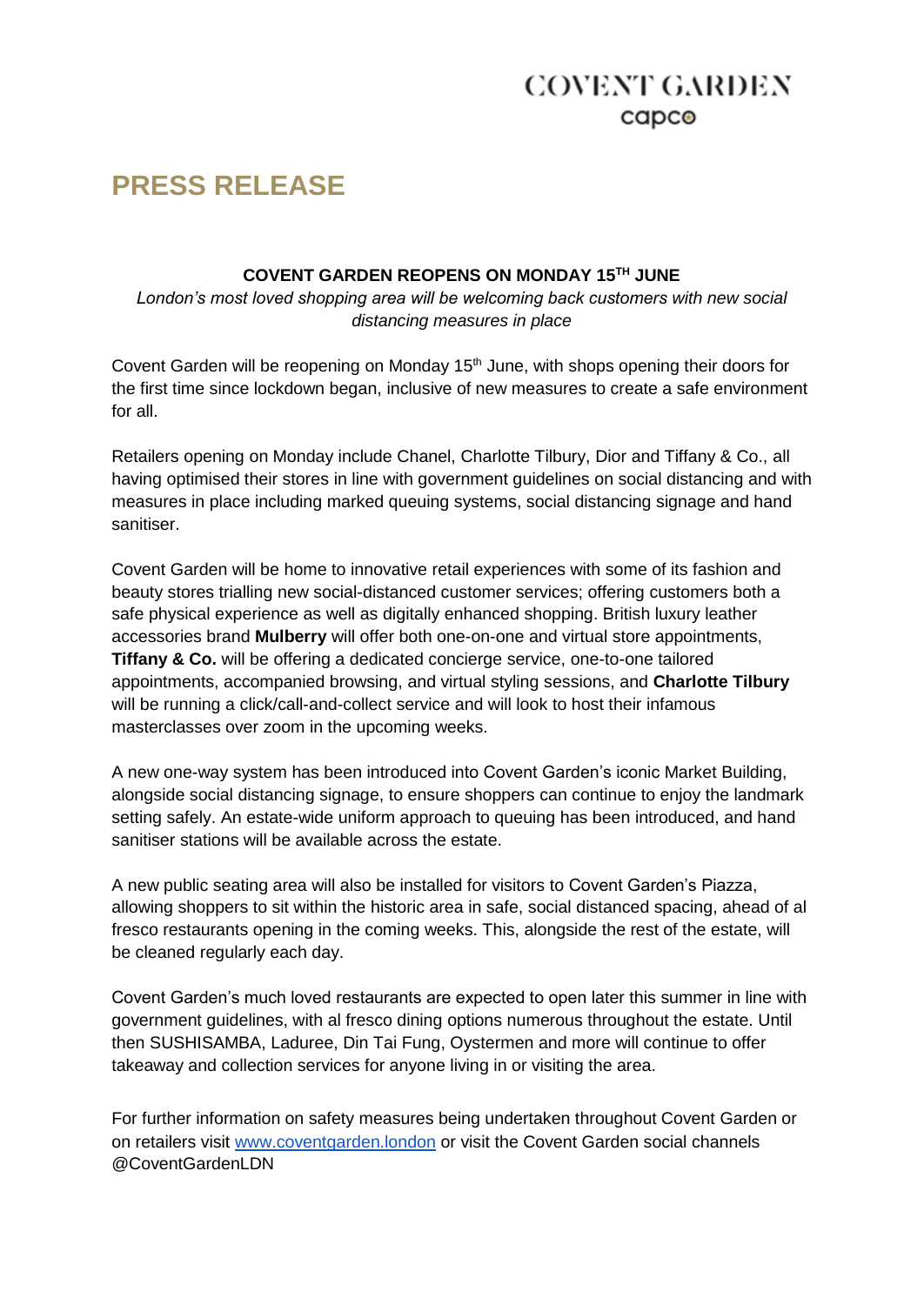COVENT GARDEN
capco

# PRESS RELEASE

**COVENT GARDEN REOPENS ON MONDAY 15TH JUNE**

*London's most loved shopping area will be welcoming back customers with new social distancing measures in place*

Covent Garden will be reopening on Monday 15th June, with shops opening their doors for the first time since lockdown began, inclusive of new measures to create a safe environment for all.

Retailers opening on Monday include Chanel, Charlotte Tilbury, Dior and Tiffany & Co., all having optimised their stores in line with government guidelines on social distancing and with measures in place including marked queuing systems, social distancing signage and hand sanitiser.

Covent Garden will be home to innovative retail experiences with some of its fashion and beauty stores trialling new social-distanced customer services; offering customers both a safe physical experience as well as digitally enhanced shopping. British luxury leather accessories brand **Mulberry** will offer both one-on-one and virtual store appointments, **Tiffany & Co.** will be offering a dedicated concierge service, one-to-one tailored appointments, accompanied browsing, and virtual styling sessions, and **Charlotte Tilbury** will be running a click/call-and-collect service and will look to host their infamous masterclasses over zoom in the upcoming weeks.

A new one-way system has been introduced into Covent Garden's iconic Market Building, alongside social distancing signage, to ensure shoppers can continue to enjoy the landmark setting safely. An estate-wide uniform approach to queuing has been introduced, and hand sanitiser stations will be available across the estate.

A new public seating area will also be installed for visitors to Covent Garden's Piazza, allowing shoppers to sit within the historic area in safe, social distanced spacing, ahead of al fresco restaurants opening in the coming weeks. This, alongside the rest of the estate, will be cleaned regularly each day.

Covent Garden's much loved restaurants are expected to open later this summer in line with government guidelines, with al fresco dining options numerous throughout the estate. Until then SUSHISAMBA, Laduree, Din Tai Fung, Oystermen and more will continue to offer takeaway and collection services for anyone living in or visiting the area.

For further information on safety measures being undertaken throughout Covent Garden or on retailers visit www.coventgarden.london or visit the Covent Garden social channels @CoventGardenLDN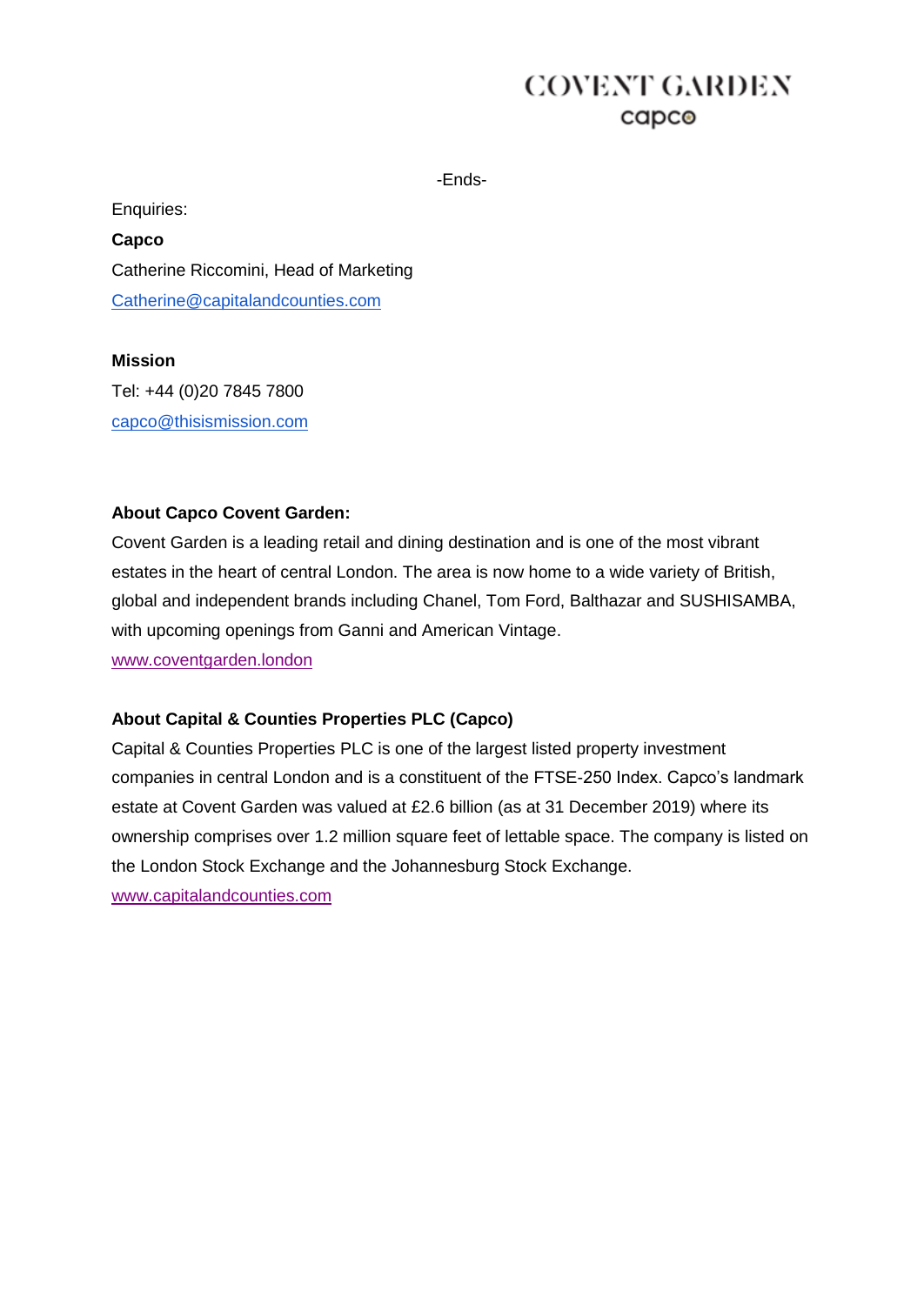-Ends-

Enquiries:

**Capco**

Catherine Riccomini, Head of Marketing

Catherine@capitalandcounties.com

**Mission**

Tel: +44 (0)20 7845 7800

capco@thisismission.com

**About Capco Covent Garden:**

Covent Garden is a leading retail and dining destination and is one of the most vibrant estates in the heart of central London. The area is now home to a wide variety of British, global and independent brands including Chanel, Tom Ford, Balthazar and SUSHISAMBA, with upcoming openings from Ganni and American Vintage.

www.coventgarden.london

**About Capital & Counties Properties PLC (Capco)**

Capital & Counties Properties PLC is one of the largest listed property investment companies in central London and is a constituent of the FTSE-250 Index. Capco's landmark estate at Covent Garden was valued at £2.6 billion (as at 31 December 2019) where its ownership comprises over 1.2 million square feet of lettable space. The company is listed on the London Stock Exchange and the Johannesburg Stock Exchange.

www.capitalandcounties.com